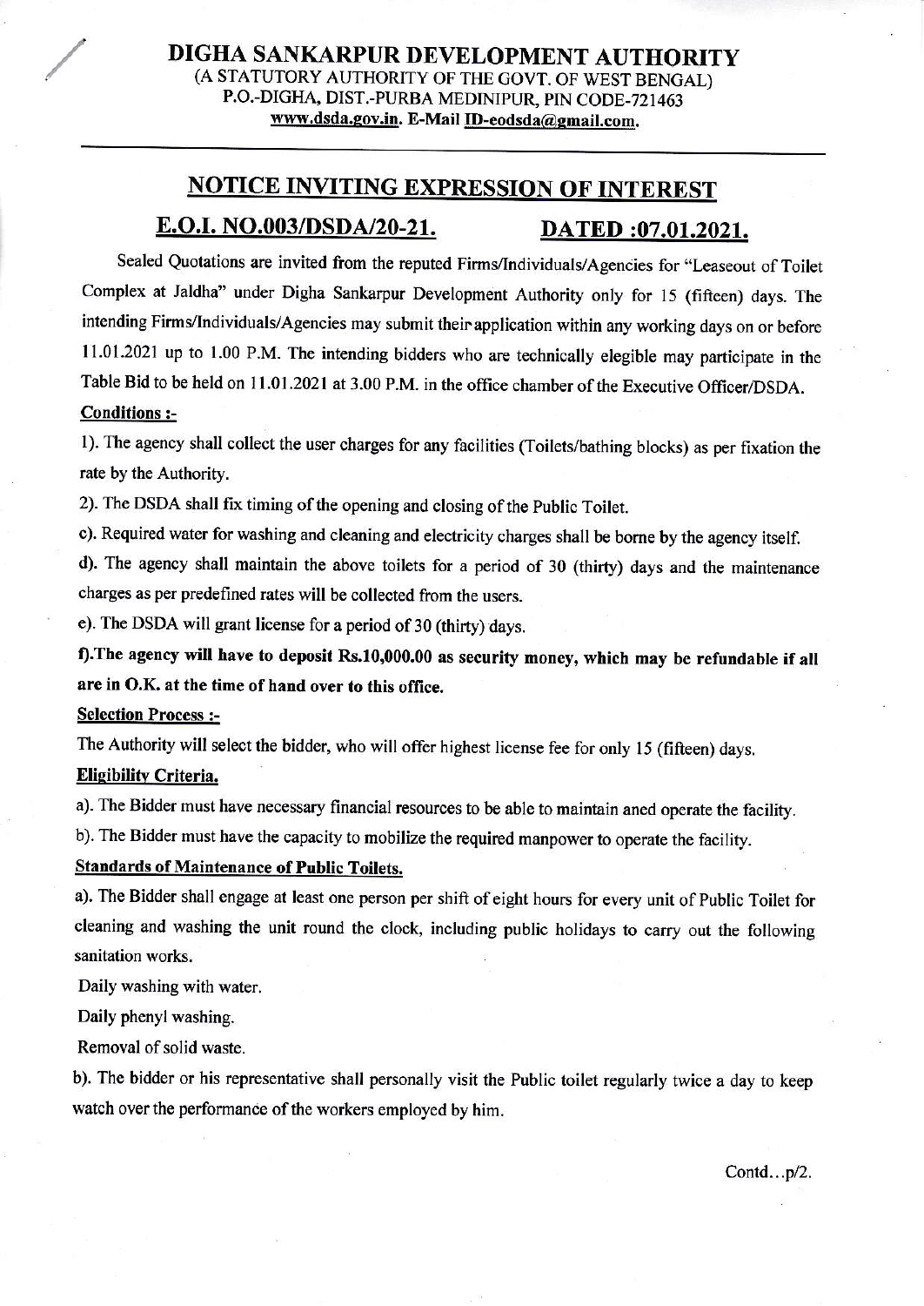# DIGHA SANKARPUR DEVELOPMENT AUTHORITY

(A STATUTORY AUTHORITY OF THE GOVT. OF WEST BENGAL)
P.O.-DIGHA, DIST.-PURBA MEDINIPUR, PIN CODE-721463
www.dsda.gov.in. E-Mail ID-eodsda@gmail.com.

## NOTICE INVITING EXPRESSION OF INTEREST

## E.O.I. NO.003/DSDA/20-21. DATED :07.01.2021.

Sealed Quotations are invited from the reputed Firms/Individuals/Agencies for "Leaseout of Toilet Complex at Jaldha" under Digha Sankarpur Development Authority only for 15 (fifteen) days. The intending Firms/Individuals/Agencies may submit their application within any working days on or before 11.01.2021 up to 1.00 P.M. The intending bidders who are technically elegible may participate in the Table Bid to be held on 11.01.2021 at 3.00 P.M. in the office chamber of the Executive Officer/DSDA.

**Conditions :-**

1). The agency shall collect the user charges for any facilities (Toilets/bathing blocks) as per fixation the rate by the Authority.

2). The DSDA shall fix timing of the opening and closing of the Public Toilet.

c). Required water for washing and cleaning and electricity charges shall be borne by the agency itself.

d). The agency shall maintain the above toilets for a period of 30 (thirty) days and the maintenance charges as per predefined rates will be collected from the users.

e). The DSDA will grant license for a period of 30 (thirty) days.

**f).The agency will have to deposit Rs.10,000.00 as security money, which may be refundable if all are in O.K. at the time of hand over to this office.**

**Selection Process :-**

The Authority will select the bidder, who will offer highest license fee for only 15 (fifteen) days.

**Eligibility Criteria.**

a). The Bidder must have necessary financial resources to be able to maintain aned operate the facility.

b). The Bidder must have the capacity to mobilize the required manpower to operate the facility.

**Standards of Maintenance of Public Toilets.**

a). The Bidder shall engage at least one person per shift of eight hours for every unit of Public Toilet for cleaning and washing the unit round the clock, including public holidays to carry out the following sanitation works.

Daily washing with water.

Daily phenyl washing.

Removal of solid waste.

b). The bidder or his representative shall personally visit the Public toilet regularly twice a day to keep watch over the performance of the workers employed by him.

Contd...p/2.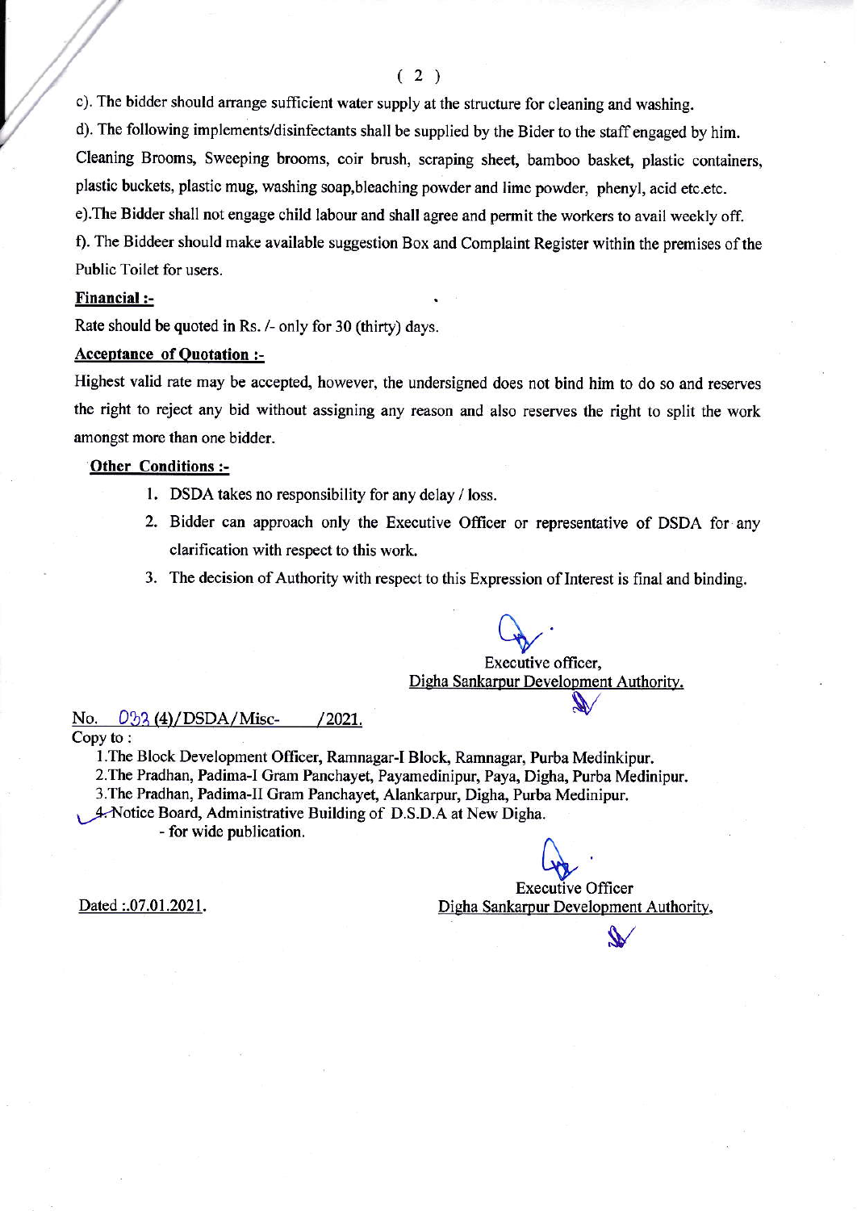c). The bidder should arrange sufficient water supply at the structure for cleaning and washing.

d). The following implements/disinfectants shall be supplied by the Bider to the staff engaged by him. Cleaning Brooms, Sweeping brooms, coir brush, scraping sheet, bamboo basket, plastic containers, plastic buckets, plastic mug, washing soap,bleaching powder and lime powder, phenyl, acid etc.etc.

e).The Bidder shall not engage child labour and shall agree and permit the workers to avail weekly off.

f). The Biddeer should make available suggestion Box and Complaint Register within the premises of the Public Toilet for users.

**Financial :-**

Rate should be quoted in Rs. /- only for 30 (thirty) days.

**Acceptance of Quotation :-**

Highest valid rate may be accepted, however, the undersigned does not bind him to do so and reserves the right to reject any bid without assigning any reason and also reserves the right to split the work amongst more than one bidder.

**Other Conditions :-**

1. DSDA takes no responsibility for any delay / loss.
2. Bidder can approach only the Executive Officer or representative of DSDA for any clarification with respect to this work.
3. The decision of Authority with respect to this Expression of Interest is final and binding.

Executive officer,
Digha Sankarpur Development Authority.

No. 032 (4)/DSDA/Misc- /2021.

Copy to :

1. The Block Development Officer, Ramnagar-I Block, Ramnagar, Purba Medinkipur.
2. The Pradhan, Padima-I Gram Panchayet, Payamedinipur, Paya, Digha, Purba Medinipur.
3. The Pradhan, Padima-II Gram Panchayet, Alankarpur, Digha, Purba Medinipur.
4. Notice Board, Administrative Building of D.S.D.A at New Digha.

- for wide publication.

Dated :.07.01.2021.

Executive Officer
Digha Sankarpur Development Authority.